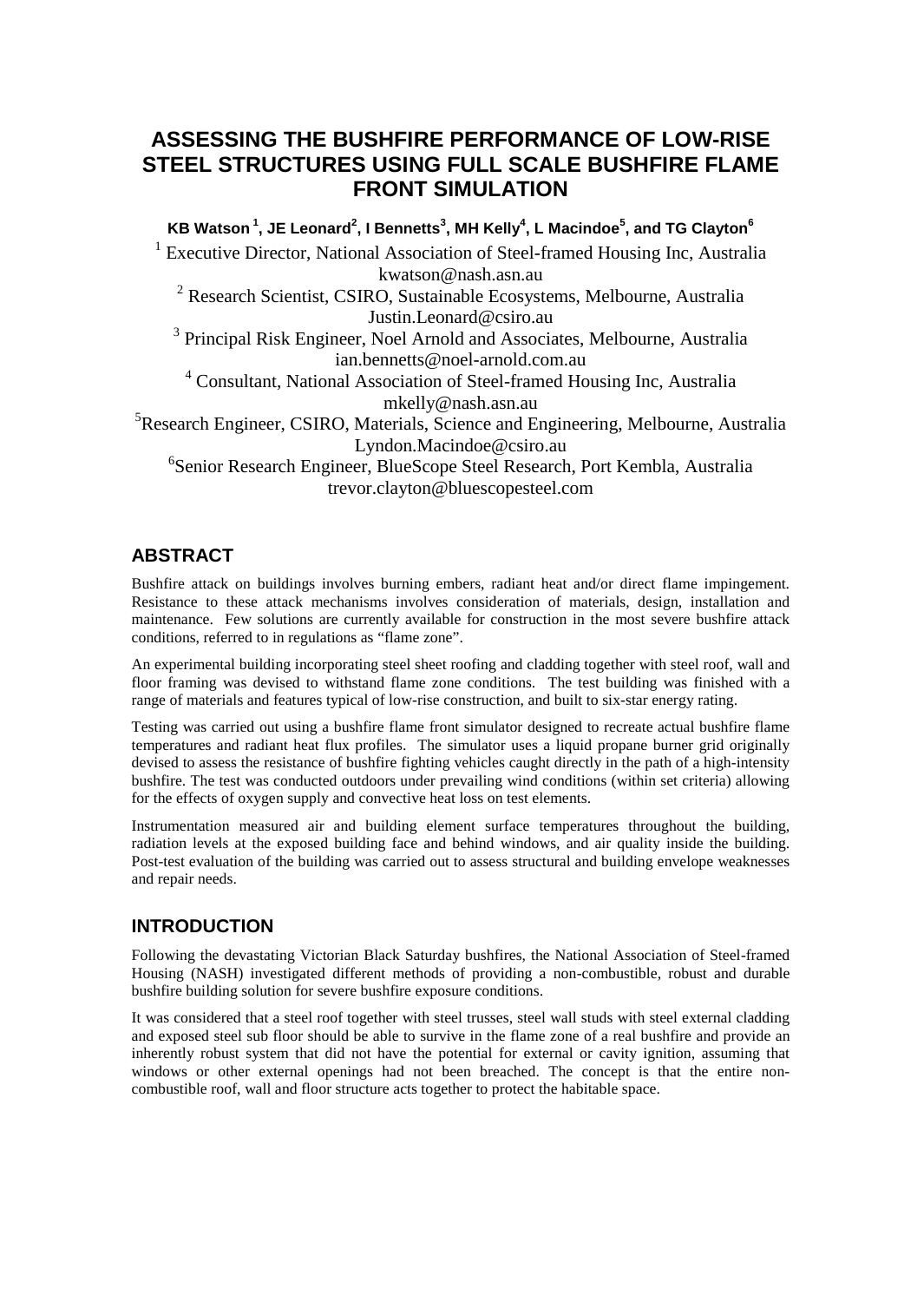# ASSESSING THE BUSHFIRE PERFORMANCE OF LOW-RISE STEEL STRUCTURES USING FULL SCALE BUSHFIRE FLAME FRONT SIMULATION

**KB Watson [1], JE Leonard[2], I Bennetts[3], MH Kelly[4], L Macindoe[5], and TG Clayton[6]**

[1] Executive Director, National Association of Steel-framed Housing Inc, Australia
kwatson@nash.asn.au

[2] Research Scientist, CSIRO, Sustainable Ecosystems, Melbourne, Australia
Justin.Leonard@csiro.au

[3] Principal Risk Engineer, Noel Arnold and Associates, Melbourne, Australia
ian.bennetts@noel-arnold.com.au

[4] Consultant, National Association of Steel-framed Housing Inc, Australia
mkelly@nash.asn.au

[5]Research Engineer, CSIRO, Materials, Science and Engineering, Melbourne, Australia
Lyndon.Macindoe@csiro.au

[6]Senior Research Engineer, BlueScope Steel Research, Port Kembla, Australia
trevor.clayton@bluescopesteel.com

## ABSTRACT

Bushfire attack on buildings involves burning embers, radiant heat and/or direct flame impingement. Resistance to these attack mechanisms involves consideration of materials, design, installation and maintenance. Few solutions are currently available for construction in the most severe bushfire attack conditions, referred to in regulations as "flame zone".

An experimental building incorporating steel sheet roofing and cladding together with steel roof, wall and floor framing was devised to withstand flame zone conditions. The test building was finished with a range of materials and features typical of low-rise construction, and built to six-star energy rating.

Testing was carried out using a bushfire flame front simulator designed to recreate actual bushfire flame temperatures and radiant heat flux profiles. The simulator uses a liquid propane burner grid originally devised to assess the resistance of bushfire fighting vehicles caught directly in the path of a high-intensity bushfire. The test was conducted outdoors under prevailing wind conditions (within set criteria) allowing for the effects of oxygen supply and convective heat loss on test elements.

Instrumentation measured air and building element surface temperatures throughout the building, radiation levels at the exposed building face and behind windows, and air quality inside the building. Post-test evaluation of the building was carried out to assess structural and building envelope weaknesses and repair needs.

## INTRODUCTION

Following the devastating Victorian Black Saturday bushfires, the National Association of Steel-framed Housing (NASH) investigated different methods of providing a non-combustible, robust and durable bushfire building solution for severe bushfire exposure conditions.

It was considered that a steel roof together with steel trusses, steel wall studs with steel external cladding and exposed steel sub floor should be able to survive in the flame zone of a real bushfire and provide an inherently robust system that did not have the potential for external or cavity ignition, assuming that windows or other external openings had not been breached. The concept is that the entire non-combustible roof, wall and floor structure acts together to protect the habitable space.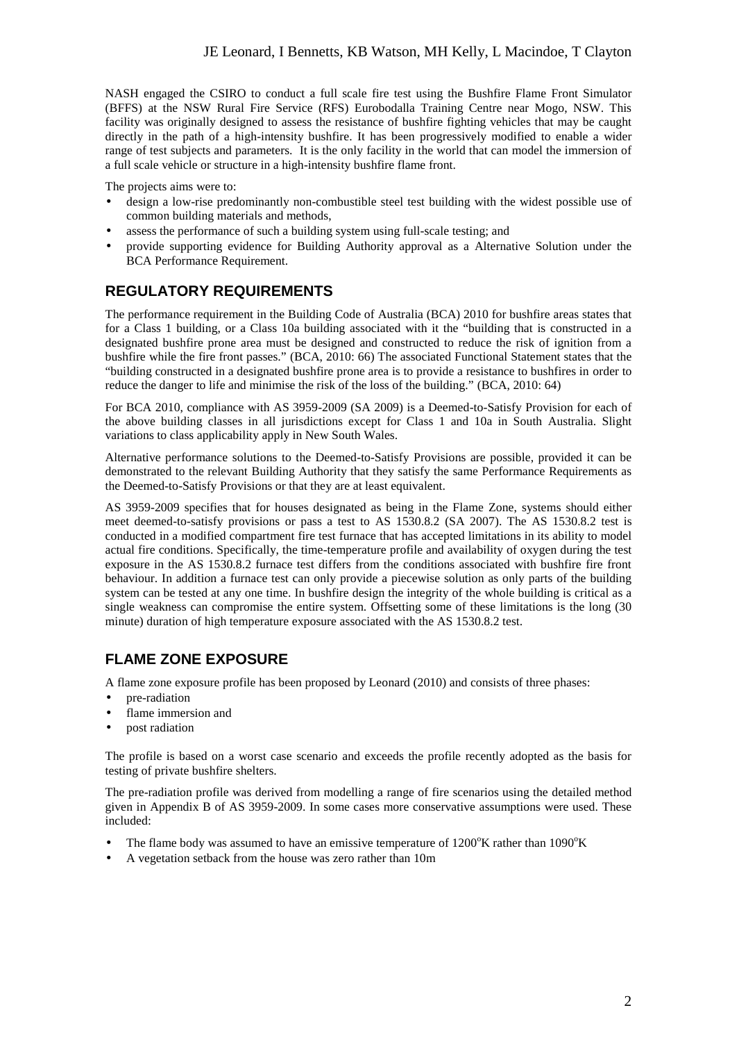NASH engaged the CSIRO to conduct a full scale fire test using the Bushfire Flame Front Simulator (BFFS) at the NSW Rural Fire Service (RFS) Eurobodalla Training Centre near Mogo, NSW. This facility was originally designed to assess the resistance of bushfire fighting vehicles that may be caught directly in the path of a high-intensity bushfire. It has been progressively modified to enable a wider range of test subjects and parameters. It is the only facility in the world that can model the immersion of a full scale vehicle or structure in a high-intensity bushfire flame front.

The projects aims were to:

- design a low-rise predominantly non-combustible steel test building with the widest possible use of common building materials and methods,
- assess the performance of such a building system using full-scale testing; and
- provide supporting evidence for Building Authority approval as a Alternative Solution under the BCA Performance Requirement.

## REGULATORY REQUIREMENTS

The performance requirement in the Building Code of Australia (BCA) 2010 for bushfire areas states that for a Class 1 building, or a Class 10a building associated with it the "building that is constructed in a designated bushfire prone area must be designed and constructed to reduce the risk of ignition from a bushfire while the fire front passes." (BCA, 2010: 66) The associated Functional Statement states that the "building constructed in a designated bushfire prone area is to provide a resistance to bushfires in order to reduce the danger to life and minimise the risk of the loss of the building." (BCA, 2010: 64)

For BCA 2010, compliance with AS 3959-2009 (SA 2009) is a Deemed-to-Satisfy Provision for each of the above building classes in all jurisdictions except for Class 1 and 10a in South Australia. Slight variations to class applicability apply in New South Wales.

Alternative performance solutions to the Deemed-to-Satisfy Provisions are possible, provided it can be demonstrated to the relevant Building Authority that they satisfy the same Performance Requirements as the Deemed-to-Satisfy Provisions or that they are at least equivalent.

AS 3959-2009 specifies that for houses designated as being in the Flame Zone, systems should either meet deemed-to-satisfy provisions or pass a test to AS 1530.8.2 (SA 2007). The AS 1530.8.2 test is conducted in a modified compartment fire test furnace that has accepted limitations in its ability to model actual fire conditions. Specifically, the time-temperature profile and availability of oxygen during the test exposure in the AS 1530.8.2 furnace test differs from the conditions associated with bushfire fire front behaviour. In addition a furnace test can only provide a piecewise solution as only parts of the building system can be tested at any one time. In bushfire design the integrity of the whole building is critical as a single weakness can compromise the entire system. Offsetting some of these limitations is the long (30 minute) duration of high temperature exposure associated with the AS 1530.8.2 test.

## FLAME ZONE EXPOSURE

A flame zone exposure profile has been proposed by Leonard (2010) and consists of three phases:

- pre-radiation
- flame immersion and
- post radiation

The profile is based on a worst case scenario and exceeds the profile recently adopted as the basis for testing of private bushfire shelters.

The pre-radiation profile was derived from modelling a range of fire scenarios using the detailed method given in Appendix B of AS 3959-2009. In some cases more conservative assumptions were used. These included:

- The flame body was assumed to have an emissive temperature of 1200°K rather than 1090°K
- A vegetation setback from the house was zero rather than 10m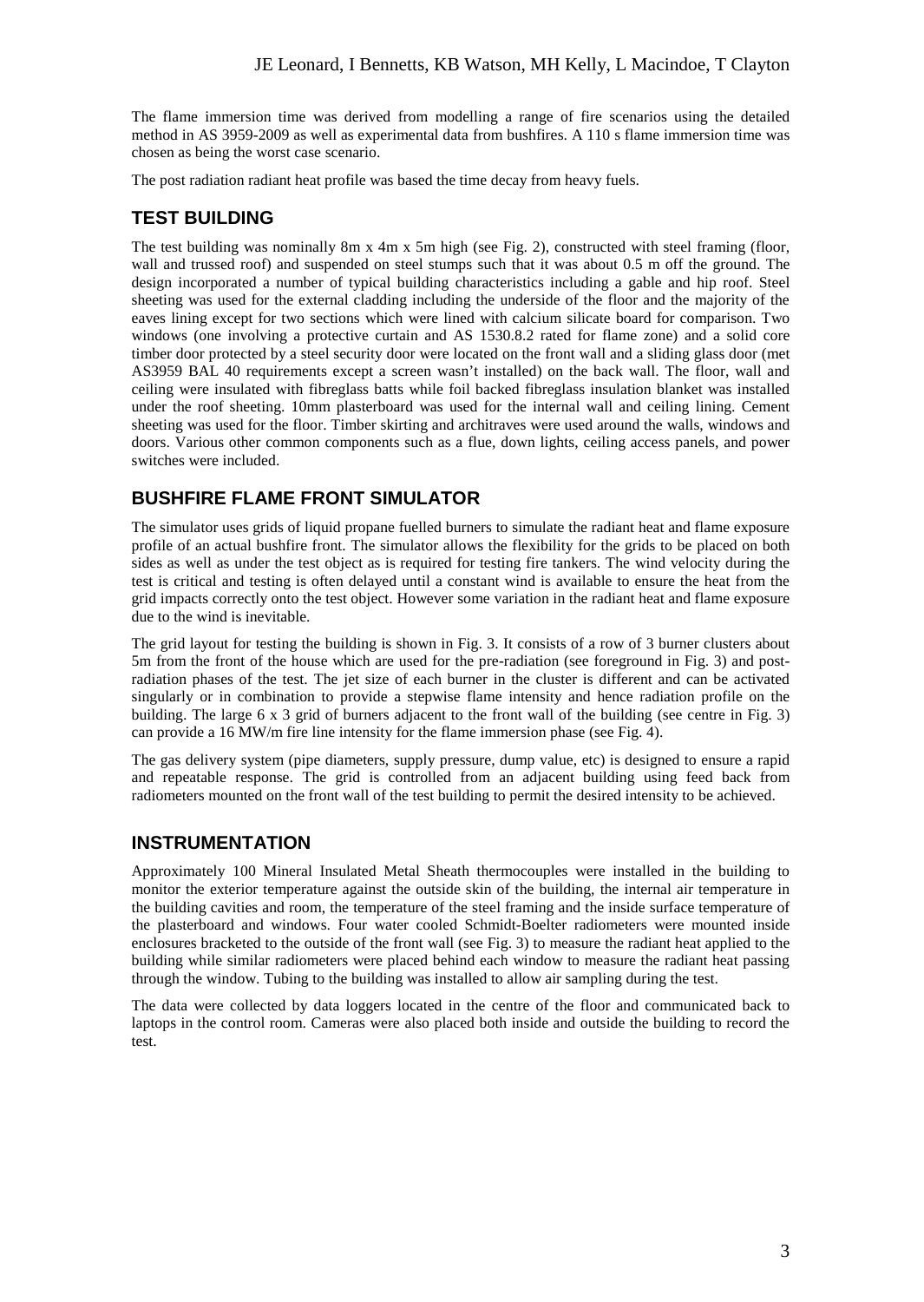The flame immersion time was derived from modelling a range of fire scenarios using the detailed method in AS 3959-2009 as well as experimental data from bushfires. A 110 s flame immersion time was chosen as being the worst case scenario.

The post radiation radiant heat profile was based the time decay from heavy fuels.

## TEST BUILDING

The test building was nominally 8m x 4m x 5m high (see Fig. 2), constructed with steel framing (floor, wall and trussed roof) and suspended on steel stumps such that it was about 0.5 m off the ground. The design incorporated a number of typical building characteristics including a gable and hip roof. Steel sheeting was used for the external cladding including the underside of the floor and the majority of the eaves lining except for two sections which were lined with calcium silicate board for comparison. Two windows (one involving a protective curtain and AS 1530.8.2 rated for flame zone) and a solid core timber door protected by a steel security door were located on the front wall and a sliding glass door (met AS3959 BAL 40 requirements except a screen wasn't installed) on the back wall. The floor, wall and ceiling were insulated with fibreglass batts while foil backed fibreglass insulation blanket was installed under the roof sheeting. 10mm plasterboard was used for the internal wall and ceiling lining. Cement sheeting was used for the floor. Timber skirting and architraves were used around the walls, windows and doors. Various other common components such as a flue, down lights, ceiling access panels, and power switches were included.

## BUSHFIRE FLAME FRONT SIMULATOR

The simulator uses grids of liquid propane fuelled burners to simulate the radiant heat and flame exposure profile of an actual bushfire front. The simulator allows the flexibility for the grids to be placed on both sides as well as under the test object as is required for testing fire tankers. The wind velocity during the test is critical and testing is often delayed until a constant wind is available to ensure the heat from the grid impacts correctly onto the test object. However some variation in the radiant heat and flame exposure due to the wind is inevitable.

The grid layout for testing the building is shown in Fig. 3. It consists of a row of 3 burner clusters about 5m from the front of the house which are used for the pre-radiation (see foreground in Fig. 3) and post-radiation phases of the test. The jet size of each burner in the cluster is different and can be activated singularly or in combination to provide a stepwise flame intensity and hence radiation profile on the building. The large 6 x 3 grid of burners adjacent to the front wall of the building (see centre in Fig. 3) can provide a 16 MW/m fire line intensity for the flame immersion phase (see Fig. 4).

The gas delivery system (pipe diameters, supply pressure, dump value, etc) is designed to ensure a rapid and repeatable response. The grid is controlled from an adjacent building using feed back from radiometers mounted on the front wall of the test building to permit the desired intensity to be achieved.

## INSTRUMENTATION

Approximately 100 Mineral Insulated Metal Sheath thermocouples were installed in the building to monitor the exterior temperature against the outside skin of the building, the internal air temperature in the building cavities and room, the temperature of the steel framing and the inside surface temperature of the plasterboard and windows. Four water cooled Schmidt-Boelter radiometers were mounted inside enclosures bracketed to the outside of the front wall (see Fig. 3) to measure the radiant heat applied to the building while similar radiometers were placed behind each window to measure the radiant heat passing through the window. Tubing to the building was installed to allow air sampling during the test.

The data were collected by data loggers located in the centre of the floor and communicated back to laptops in the control room. Cameras were also placed both inside and outside the building to record the test.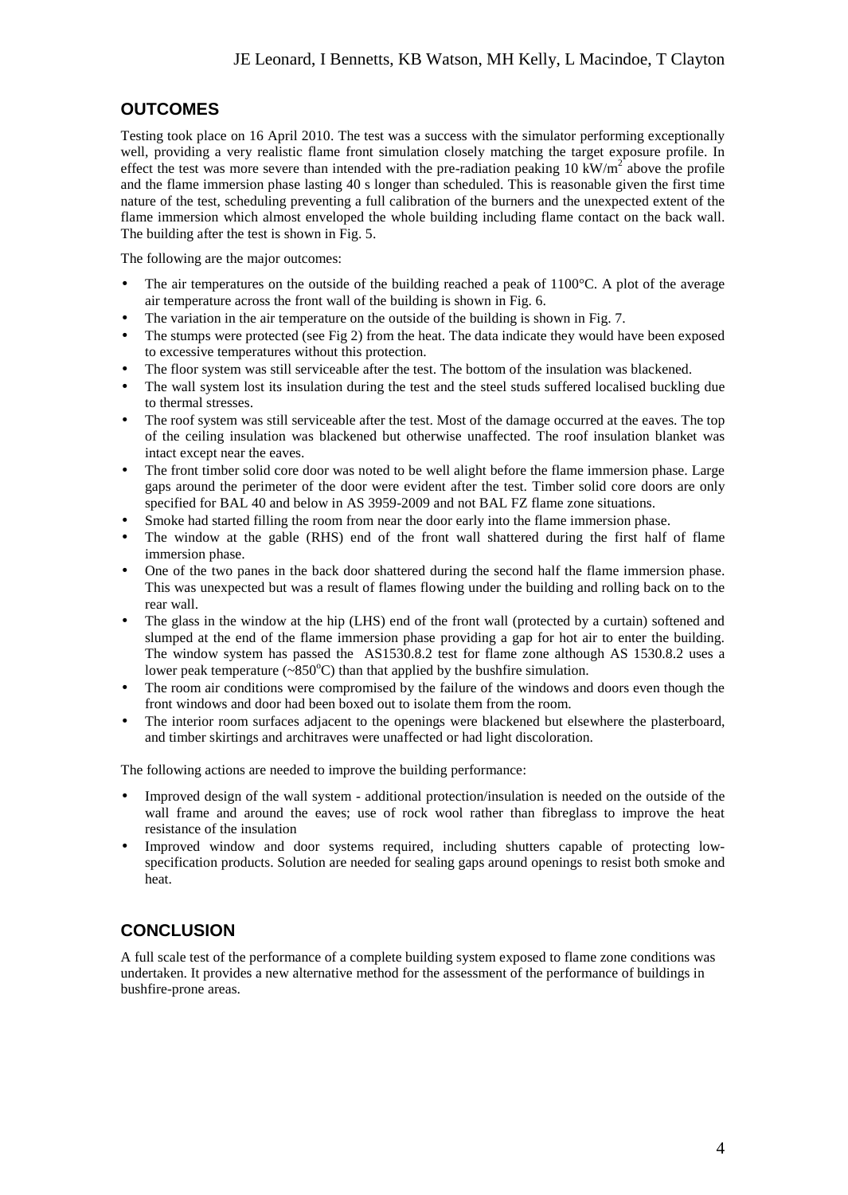## OUTCOMES

Testing took place on 16 April 2010. The test was a success with the simulator performing exceptionally well, providing a very realistic flame front simulation closely matching the target exposure profile. In effect the test was more severe than intended with the pre-radiation peaking 10 kW/m$^2$ above the profile and the flame immersion phase lasting 40 s longer than scheduled. This is reasonable given the first time nature of the test, scheduling preventing a full calibration of the burners and the unexpected extent of the flame immersion which almost enveloped the whole building including flame contact on the back wall. The building after the test is shown in Fig. 5.

The following are the major outcomes:

- The air temperatures on the outside of the building reached a peak of 1100°C. A plot of the average air temperature across the front wall of the building is shown in Fig. 6.
- The variation in the air temperature on the outside of the building is shown in Fig. 7.
- The stumps were protected (see Fig 2) from the heat. The data indicate they would have been exposed to excessive temperatures without this protection.
- The floor system was still serviceable after the test. The bottom of the insulation was blackened.
- The wall system lost its insulation during the test and the steel studs suffered localised buckling due to thermal stresses.
- The roof system was still serviceable after the test. Most of the damage occurred at the eaves. The top of the ceiling insulation was blackened but otherwise unaffected. The roof insulation blanket was intact except near the eaves.
- The front timber solid core door was noted to be well alight before the flame immersion phase. Large gaps around the perimeter of the door were evident after the test. Timber solid core doors are only specified for BAL 40 and below in AS 3959-2009 and not BAL FZ flame zone situations.
- Smoke had started filling the room from near the door early into the flame immersion phase.
- The window at the gable (RHS) end of the front wall shattered during the first half of flame immersion phase.
- One of the two panes in the back door shattered during the second half the flame immersion phase. This was unexpected but was a result of flames flowing under the building and rolling back on to the rear wall.
- The glass in the window at the hip (LHS) end of the front wall (protected by a curtain) softened and slumped at the end of the flame immersion phase providing a gap for hot air to enter the building. The window system has passed the AS1530.8.2 test for flame zone although AS 1530.8.2 uses a lower peak temperature (~850°C) than that applied by the bushfire simulation.
- The room air conditions were compromised by the failure of the windows and doors even though the front windows and door had been boxed out to isolate them from the room.
- The interior room surfaces adjacent to the openings were blackened but elsewhere the plasterboard, and timber skirtings and architraves were unaffected or had light discoloration.

The following actions are needed to improve the building performance:

- Improved design of the wall system - additional protection/insulation is needed on the outside of the wall frame and around the eaves; use of rock wool rather than fibreglass to improve the heat resistance of the insulation
- Improved window and door systems required, including shutters capable of protecting low-specification products. Solution are needed for sealing gaps around openings to resist both smoke and heat.

## CONCLUSION

A full scale test of the performance of a complete building system exposed to flame zone conditions was undertaken. It provides a new alternative method for the assessment of the performance of buildings in bushfire-prone areas.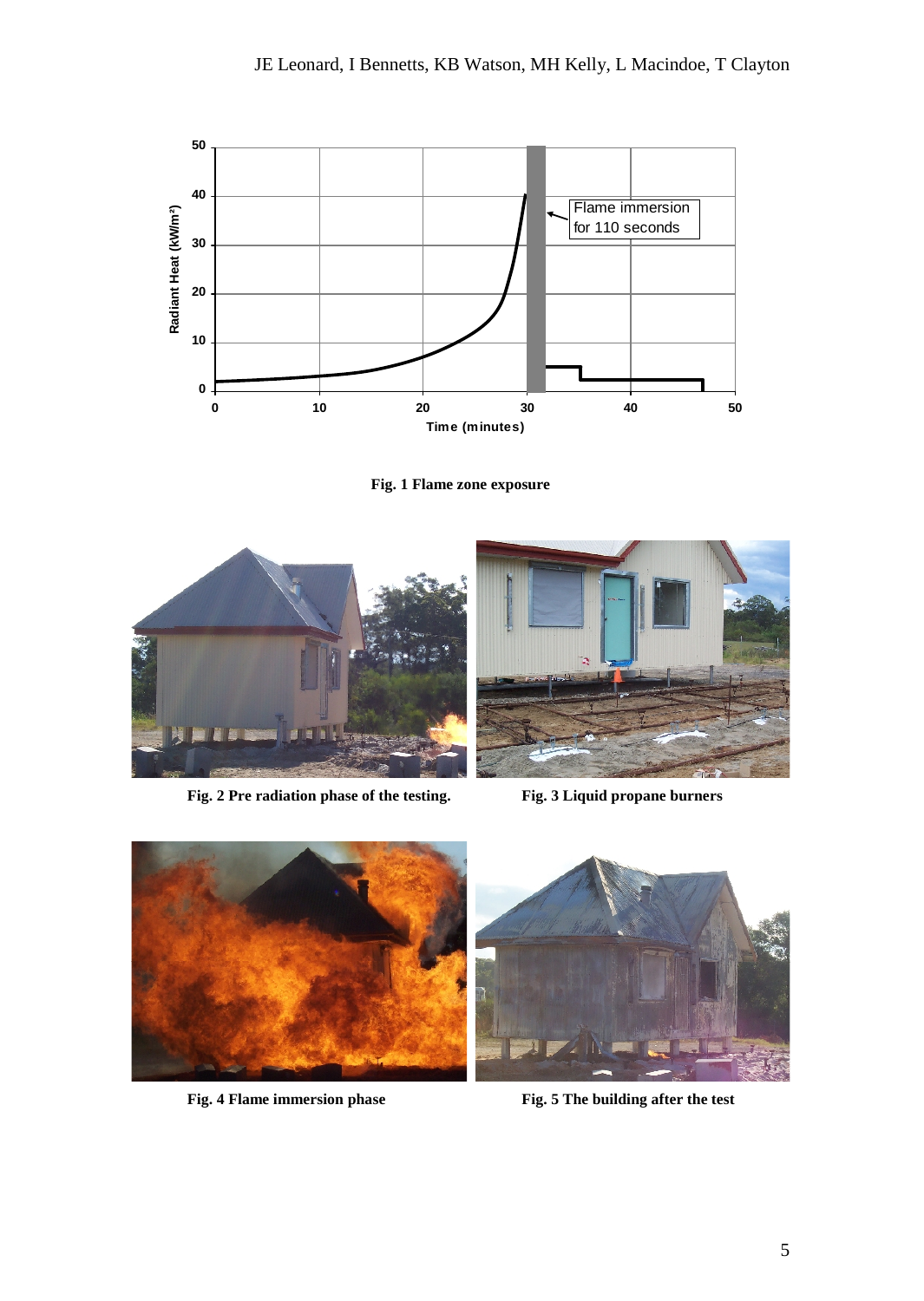Fig. 1 Flame zone exposure

Fig. 2 Pre radiation phase of the testing.

Fig. 3 Liquid propane burners

Fig. 4 Flame immersion phase

Fig. 5 The building after the test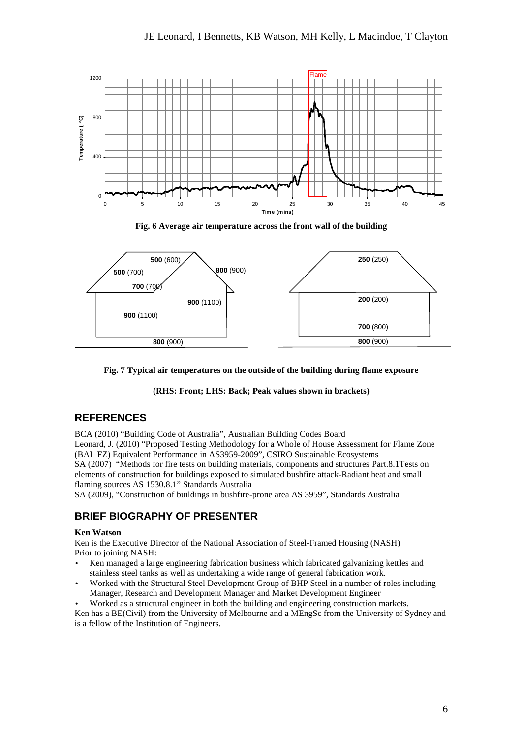Flame

1200

800

400

0

0 5 10 15 20 25 30 35 40 45

Temperature ( °C)

Time (mins)

**Fig. 6 Average air temperature across the front wall of the building**

**500** (600)

**500** (700)

**800** (900)

**700** (700)

**900** (1100)

**900** (1100)

**800** (900)

**250** (250)

**200** (200)

**700** (800)

**800** (900)

**Fig. 7 Typical air temperatures on the outside of the building during flame exposure**

**(RHS: Front; LHS: Back; Peak values shown in brackets)**

## REFERENCES

BCA (2010) "Building Code of Australia", Australian Building Codes Board

Leonard, J. (2010) "Proposed Testing Methodology for a Whole of House Assessment for Flame Zone (BAL FZ) Equivalent Performance in AS3959-2009", CSIRO Sustainable Ecosystems

SA (2007) "Methods for fire tests on building materials, components and structures Part.8.1Tests on elements of construction for buildings exposed to simulated bushfire attack-Radiant heat and small flaming sources AS 1530.8.1" Standards Australia

SA (2009), "Construction of buildings in bushfire-prone area AS 3959", Standards Australia

## BRIEF BIOGRAPHY OF PRESENTER

**Ken Watson**

Ken is the Executive Director of the National Association of Steel-Framed Housing (NASH)
Prior to joining NASH:

- Ken managed a large engineering fabrication business which fabricated galvanizing kettles and stainless steel tanks as well as undertaking a wide range of general fabrication work.
- Worked with the Structural Steel Development Group of BHP Steel in a number of roles including Manager, Research and Development Manager and Market Development Engineer
- Worked as a structural engineer in both the building and engineering construction markets.

Ken has a BE(Civil) from the University of Melbourne and a MEngSc from the University of Sydney and is a fellow of the Institution of Engineers.